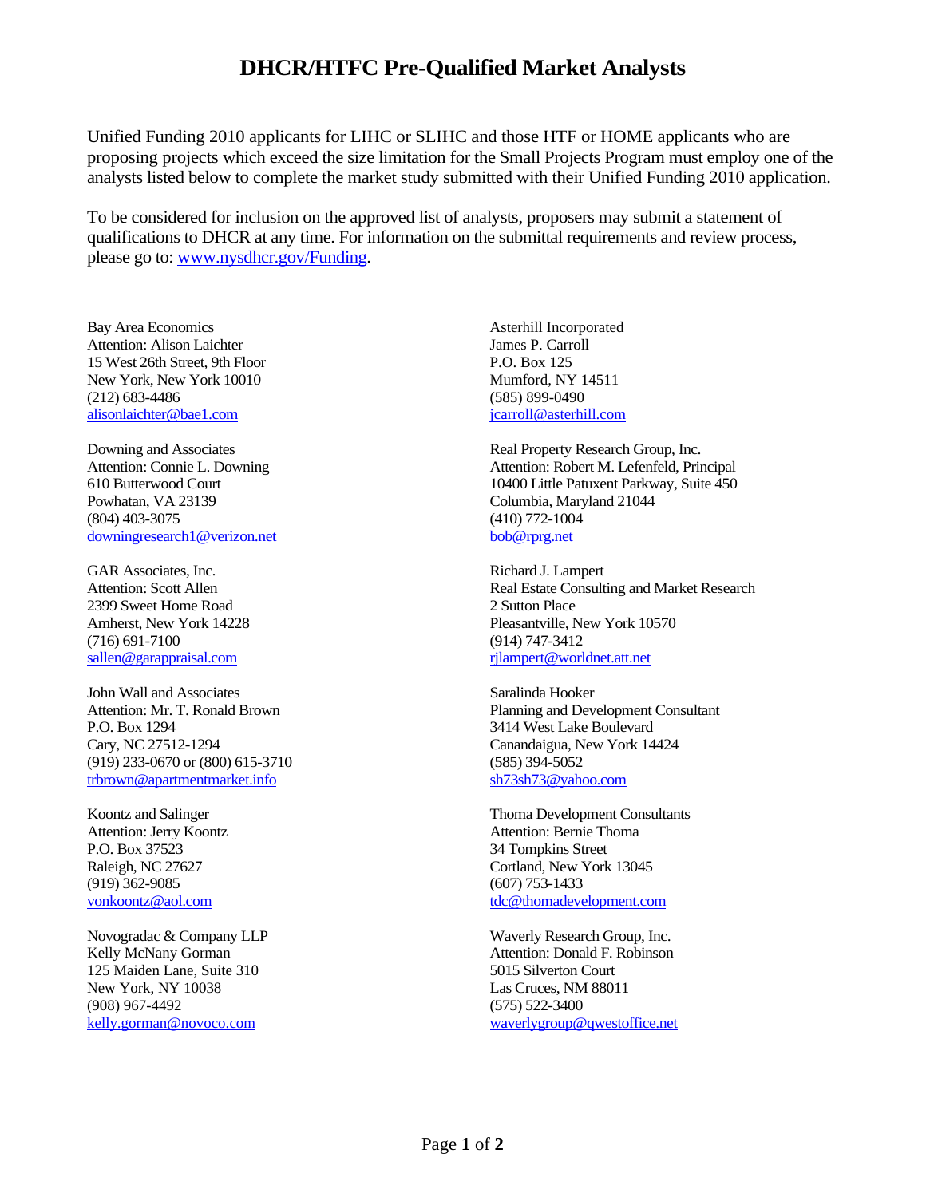# DHCR/HTFC Pre-Qualified Market Analysts

Unified Funding 2010 applicants for LIHC or SLIHC and those HTF or HOME applicants who are proposing projects which exceed the size limitation for the Small Projects Program must employ one of the analysts listed below to complete the market study submitted with their Unified Funding 2010 application.

To be considered for inclusion on the approved list of analysts, proposers may submit a statement of qualifications to DHCR at any time. For information on the submittal requirements and review process, please go to: www.nysdhcr.gov/Funding.

Bay Area Economics
Attention: Alison Laichter
15 West 26th Street, 9th Floor
New York, New York 10010
(212) 683-4486
alisonlaichter@bae1.com

Downing and Associates
Attention: Connie L. Downing
610 Butterwood Court
Powhatan, VA 23139
(804) 403-3075
downingresearch1@verizon.net

GAR Associates, Inc.
Attention: Scott Allen
2399 Sweet Home Road
Amherst, New York 14228
(716) 691-7100
sallen@garappraisal.com

John Wall and Associates
Attention: Mr. T. Ronald Brown
P.O. Box 1294
Cary, NC 27512-1294
(919) 233-0670 or (800) 615-3710
trbrown@apartmentmarket.info

Koontz and Salinger
Attention: Jerry Koontz
P.O. Box 37523
Raleigh, NC 27627
(919) 362-9085
vonkoontz@aol.com

Novogradac & Company LLP
Kelly McNany Gorman
125 Maiden Lane, Suite 310
New York, NY 10038
(908) 967-4492
kelly.gorman@novoco.com

Asterhill Incorporated
James P. Carroll
P.O. Box 125
Mumford, NY 14511
(585) 899-0490
jcarroll@asterhill.com

Real Property Research Group, Inc.
Attention: Robert M. Lefenfeld, Principal
10400 Little Patuxent Parkway, Suite 450
Columbia, Maryland 21044
(410) 772-1004
bob@rprg.net

Richard J. Lampert
Real Estate Consulting and Market Research
2 Sutton Place
Pleasantville, New York 10570
(914) 747-3412
rjlampert@worldnet.att.net

Saralinda Hooker
Planning and Development Consultant
3414 West Lake Boulevard
Canandaigua, New York 14424
(585) 394-5052
sh73sh73@yahoo.com

Thoma Development Consultants
Attention: Bernie Thoma
34 Tompkins Street
Cortland, New York 13045
(607) 753-1433
tdc@thomadevelopment.com

Waverly Research Group, Inc.
Attention: Donald F. Robinson
5015 Silverton Court
Las Cruces, NM 88011
(575) 522-3400
waverlygroup@qwestoffice.net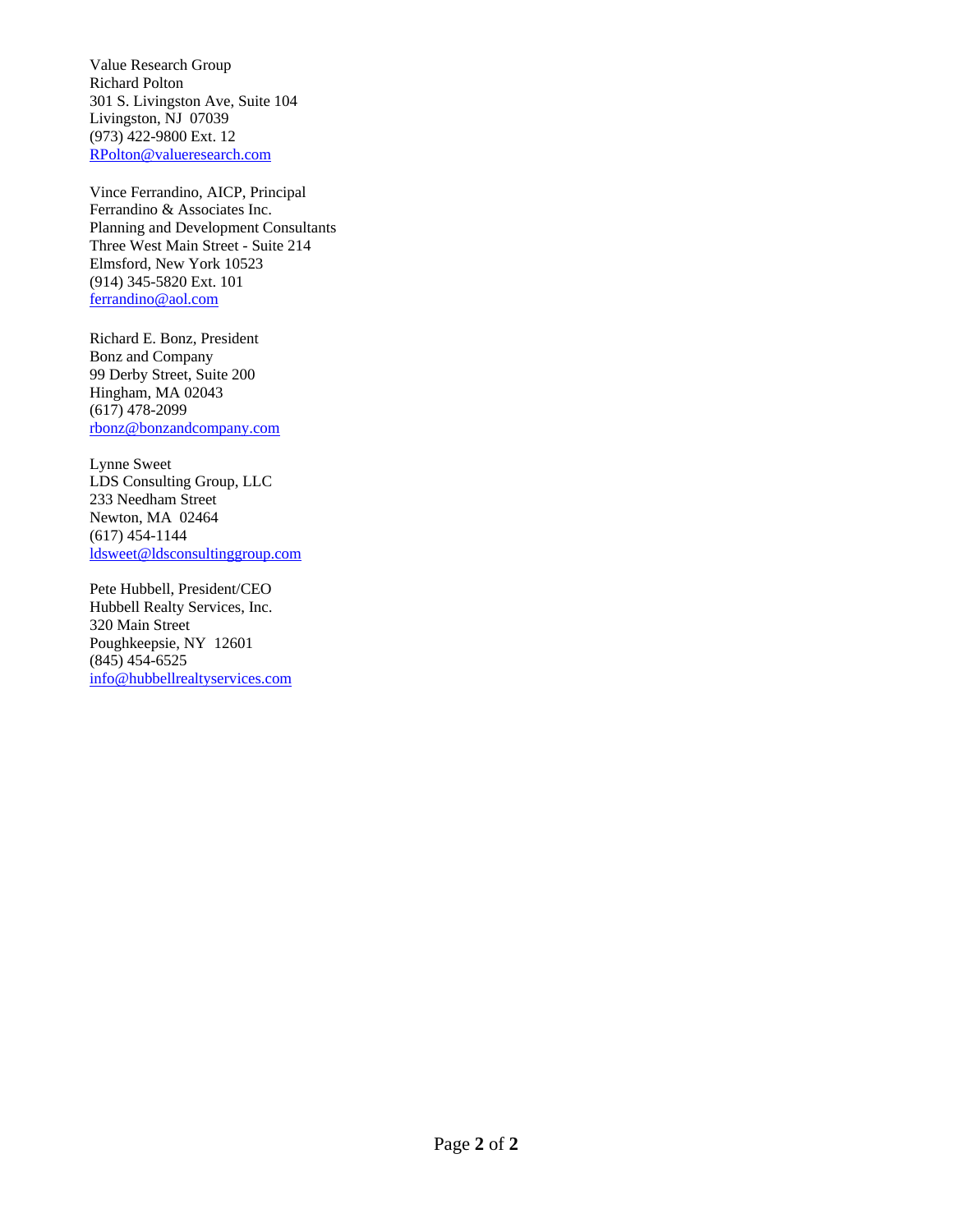Value Research Group
Richard Polton
301 S. Livingston Ave, Suite 104
Livingston, NJ 07039
(973) 422-9800 Ext. 12
RPolton@valueresearch.com

Vince Ferrandino, AICP, Principal
Ferrandino & Associates Inc.
Planning and Development Consultants
Three West Main Street - Suite 214
Elmsford, New York 10523
(914) 345-5820 Ext. 101
ferrandino@aol.com

Richard E. Bonz, President
Bonz and Company
99 Derby Street, Suite 200
Hingham, MA 02043
(617) 478-2099
rbonz@bonzandcompany.com

Lynne Sweet
LDS Consulting Group, LLC
233 Needham Street
Newton, MA 02464
(617) 454-1144
ldsweet@ldsconsultinggroup.com

Pete Hubbell, President/CEO
Hubbell Realty Services, Inc.
320 Main Street
Poughkeepsie, NY 12601
(845) 454-6525
info@hubbellrealtyservices.com